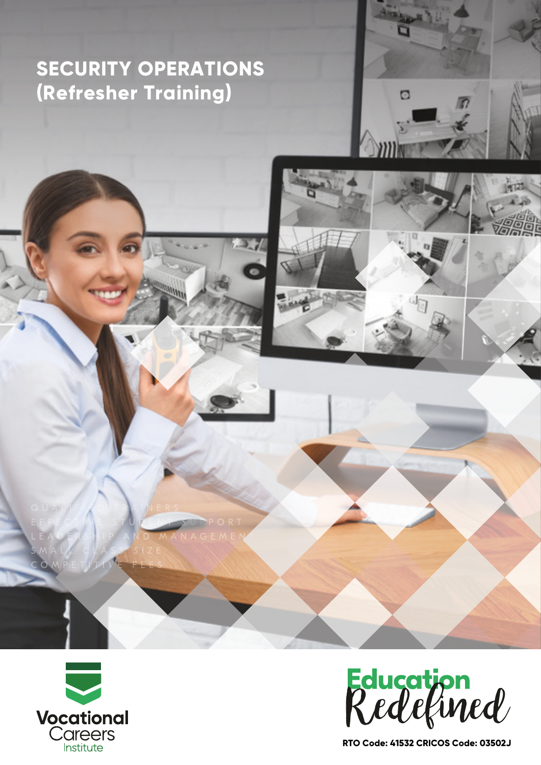# SECURITY OPERATIONS (Refresher Training)

QUALIFIED TRAINERS
EFFECTIVE STUDENT SUPPORT
LEADERSHIP AND MANAGEMENT
SMALL CLASS SIZE
COMPETITIVE FEES

Vocational Careers Institute

Education Redefined

RTO Code: 41532 CRICOS Code: 03502J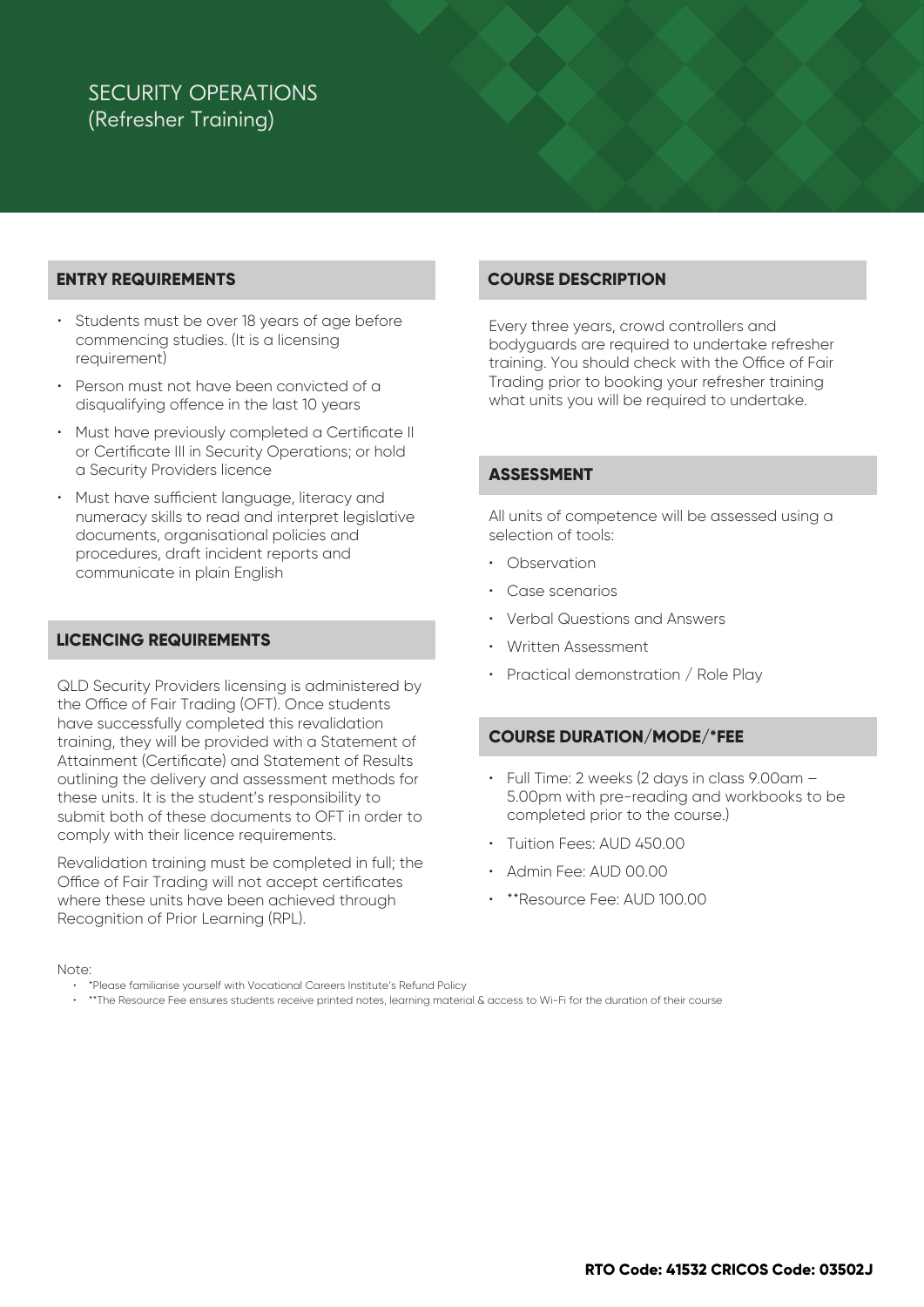# SECURITY OPERATIONS
(Refresher Training)

## ENTRY REQUIREMENTS

- Students must be over 18 years of age before commencing studies. (It is a licensing requirement)
- Person must not have been convicted of a disqualifying offence in the last 10 years
- Must have previously completed a Certificate II or Certificate III in Security Operations; or hold a Security Providers licence
- Must have sufficient language, literacy and numeracy skills to read and interpret legislative documents, organisational policies and procedures, draft incident reports and communicate in plain English

## LICENCING REQUIREMENTS

QLD Security Providers licensing is administered by the Office of Fair Trading (OFT). Once students have successfully completed this revalidation training, they will be provided with a Statement of Attainment (Certificate) and Statement of Results outlining the delivery and assessment methods for these units. It is the student's responsibility to submit both of these documents to OFT in order to comply with their licence requirements.

Revalidation training must be completed in full; the Office of Fair Trading will not accept certificates where these units have been achieved through Recognition of Prior Learning (RPL).

## COURSE DESCRIPTION

Every three years, crowd controllers and bodyguards are required to undertake refresher training. You should check with the Office of Fair Trading prior to booking your refresher training what units you will be required to undertake.

## ASSESSMENT

All units of competence will be assessed using a selection of tools:

- Observation
- Case scenarios
- Verbal Questions and Answers
- Written Assessment
- Practical demonstration / Role Play

## COURSE DURATION/MODE/*FEE

- Full Time: 2 weeks (2 days in class 9.00am – 5.00pm with pre-reading and workbooks to be completed prior to the course.)
- Tuition Fees: AUD 450.00
- Admin Fee: AUD 00.00
- **Resource Fee: AUD 100.00

Note:

- *Please familiarise yourself with Vocational Careers Institute's Refund Policy
- **The Resource Fee ensures students receive printed notes, learning material & access to Wi-Fi for the duration of their course

**RTO Code: 41532 CRICOS Code: 03502J**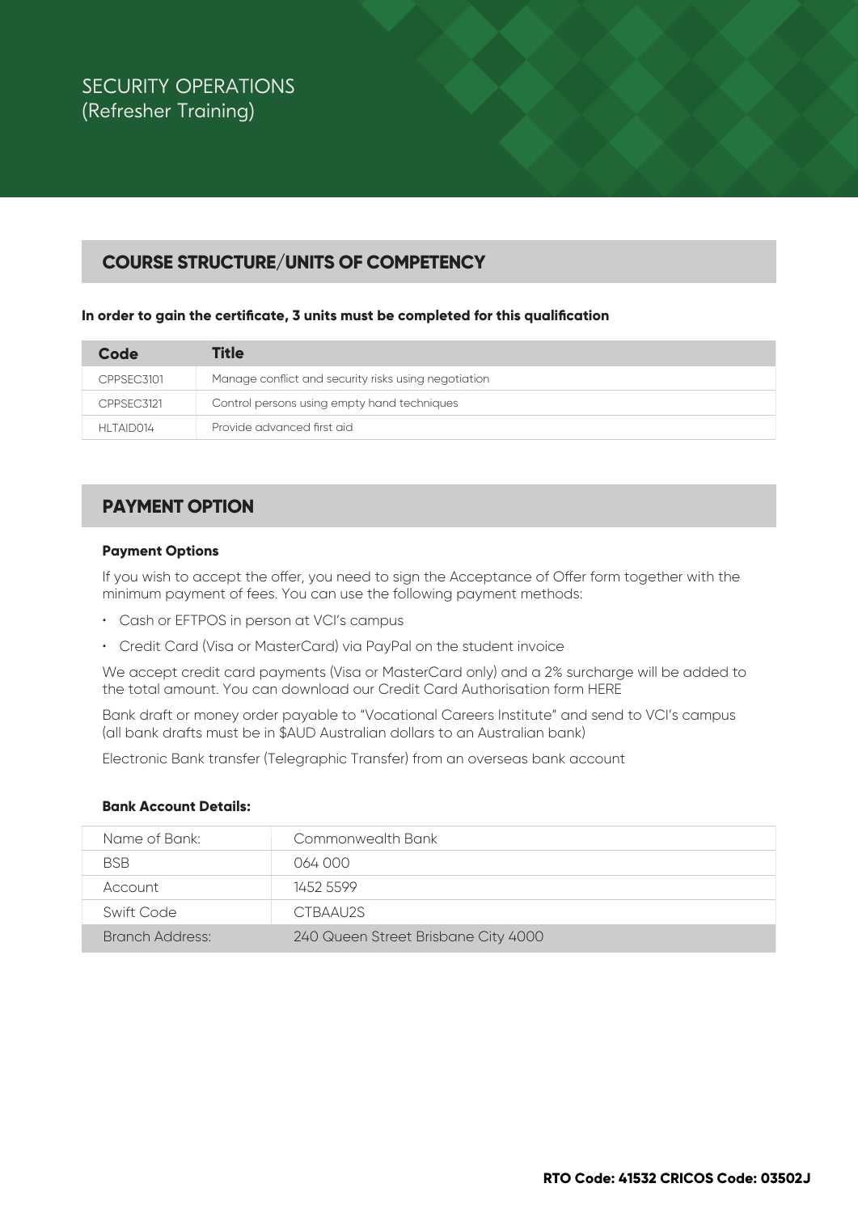# SECURITY OPERATIONS
(Refresher Training)

## COURSE STRUCTURE/UNITS OF COMPETENCY

**In order to gain the certificate, 3 units must be completed for this qualification**

| Code | Title |
|---|---|
| CPPSEC3101 | Manage conflict and security risks using negotiation |
| CPPSEC3121 | Control persons using empty hand techniques |
| HLTAID014 | Provide advanced first aid |

## PAYMENT OPTION

**Payment Options**

If you wish to accept the offer, you need to sign the Acceptance of Offer form together with the minimum payment of fees. You can use the following payment methods:

- Cash or EFTPOS in person at VCI's campus
- Credit Card (Visa or MasterCard) via PayPal on the student invoice

We accept credit card payments (Visa or MasterCard only) and a 2% surcharge will be added to the total amount. You can download our Credit Card Authorisation form HERE

Bank draft or money order payable to "Vocational Careers Institute" and send to VCI's campus (all bank drafts must be in $AUD Australian dollars to an Australian bank)

Electronic Bank transfer (Telegraphic Transfer) from an overseas bank account

**Bank Account Details:**

| | |
|---|---|
| Name of Bank: | Commonwealth Bank |
| BSB | 064 000 |
| Account | 1452 5599 |
| Swift Code | CTBAAU2S |
| Branch Address: | 240 Queen Street Brisbane City 4000 |

**RTO Code: 41532 CRICOS Code: 03502J**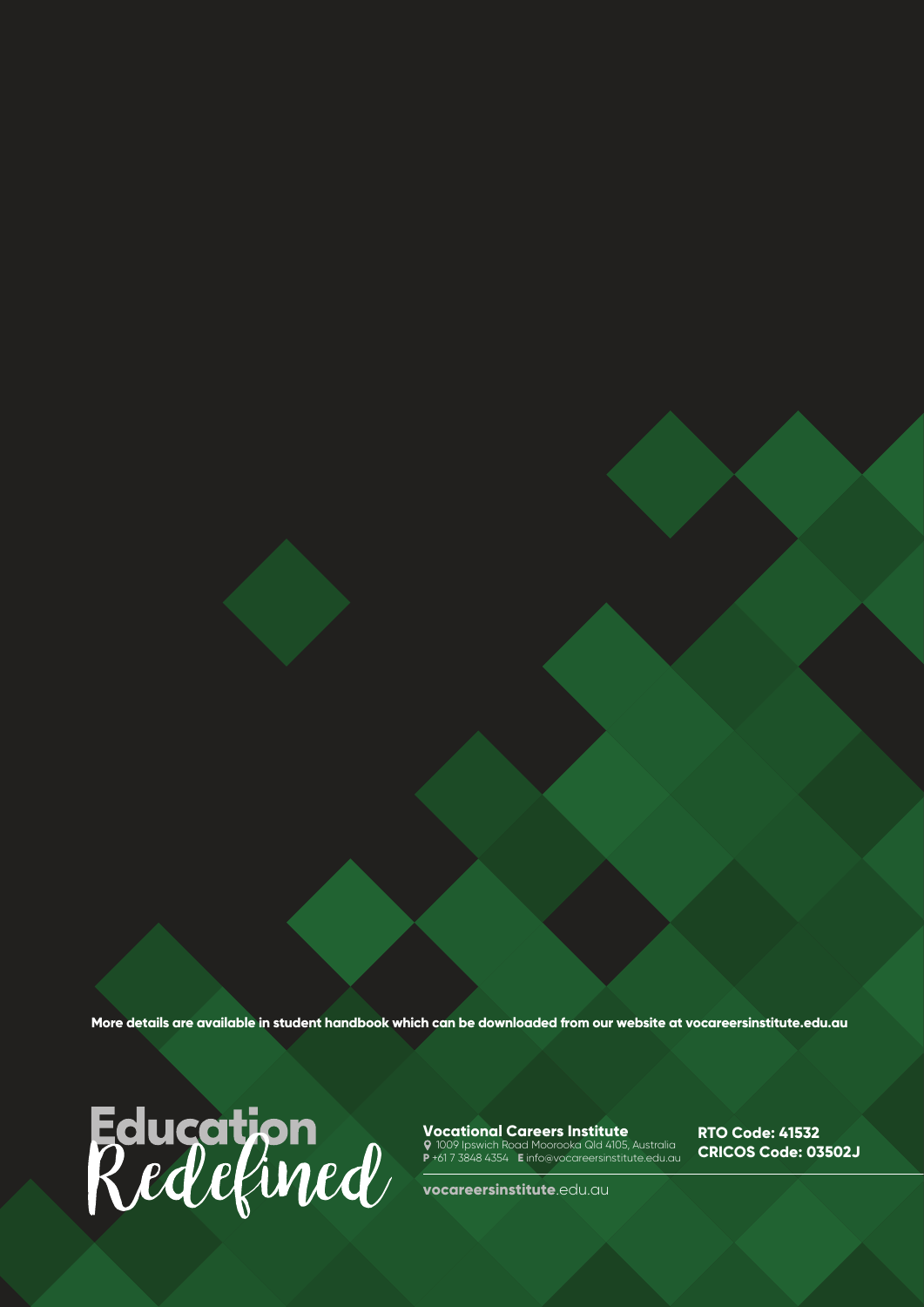**More details are available in student handbook which can be downloaded from our website at vocareersinstitute.edu.au**

Education
Redefined

**Vocational Careers Institute**
1009 Ipswich Road Moorooka Qld 4105, Australia
**P** +61 7 3848 4354 **E** info@vocareersinstitute.edu.au

**RTO Code: 41532**
**CRICOS Code: 03502J**

**vocareersinstitute**.edu.au